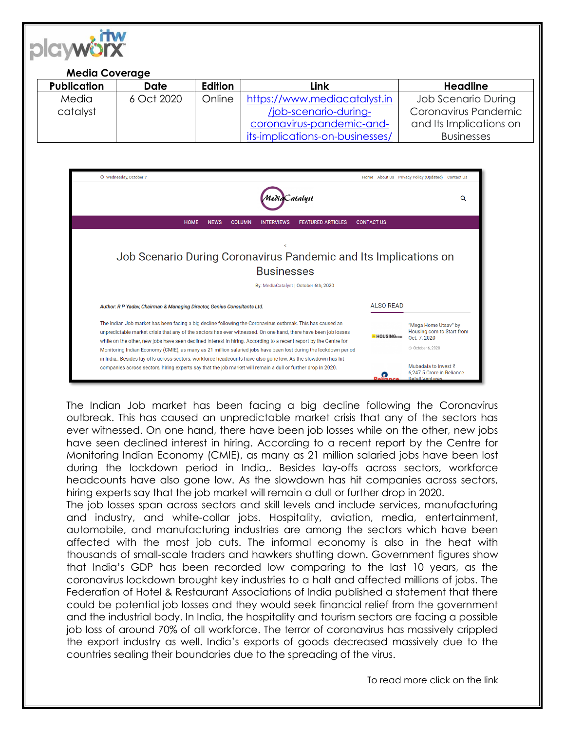**Media Coverage**

| Publication | Date | Edition | Link | Headline |
|---|---|---|---|---|
| Media catalyst | 6 Oct 2020 | Online | https://www.mediacatalyst.in/job-scenario-during-coronavirus-pandemic-and-its-implications-on-businesses/ | Job Scenario During Coronavirus Pandemic and Its Implications on Businesses |

The Indian Job market has been facing a big decline following the Coronavirus outbreak. This has caused an unpredictable market crisis that any of the sectors has ever witnessed. On one hand, there have been job losses while on the other, new jobs have seen declined interest in hiring. According to a recent report by the Centre for Monitoring Indian Economy (CMIE), as many as 21 million salaried jobs have been lost during the lockdown period in India,. Besides lay-offs across sectors, workforce headcounts have also gone low. As the slowdown has hit companies across sectors, hiring experts say that the job market will remain a dull or further drop in 2020.
The job losses span across sectors and skill levels and include services, manufacturing and industry, and white-collar jobs. Hospitality, aviation, media, entertainment, automobile, and manufacturing industries are among the sectors which have been affected with the most job cuts. The informal economy is also in the heat with thousands of small-scale traders and hawkers shutting down. Government figures show that India's GDP has been recorded low comparing to the last 10 years, as the coronavirus lockdown brought key industries to a halt and affected millions of jobs. The Federation of Hotel & Restaurant Associations of India published a statement that there could be potential job losses and they would seek financial relief from the government and the industrial body. In India, the hospitality and tourism sectors are facing a possible job loss of around 70% of all workforce. The terror of coronavirus has massively crippled the export industry as well. India's exports of goods decreased massively due to the countries sealing their boundaries due to the spreading of the virus.

To read more click on the link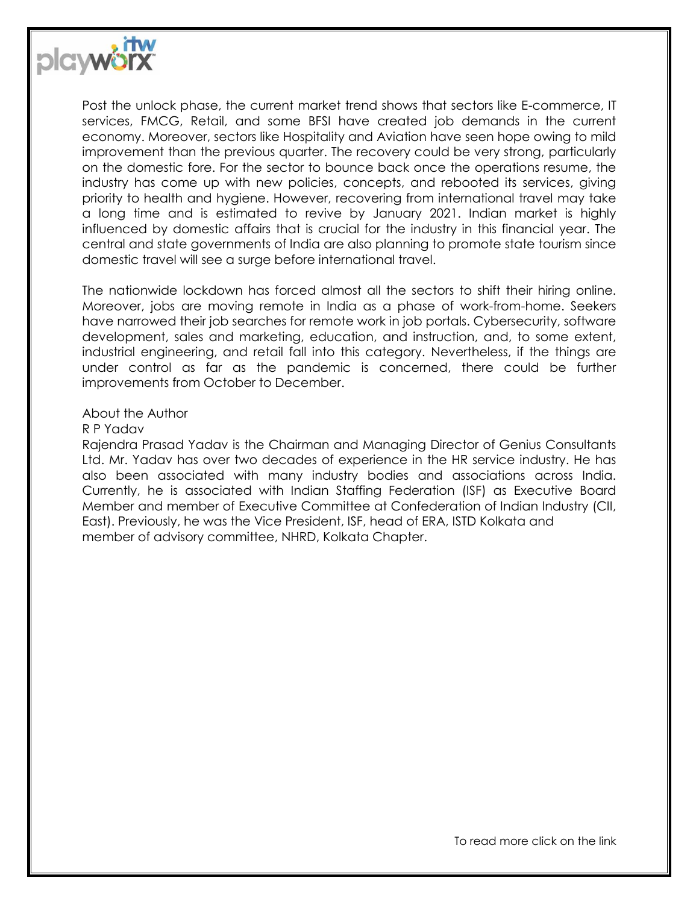Post the unlock phase, the current market trend shows that sectors like E-commerce, IT services, FMCG, Retail, and some BFSI have created job demands in the current economy. Moreover, sectors like Hospitality and Aviation have seen hope owing to mild improvement than the previous quarter. The recovery could be very strong, particularly on the domestic fore. For the sector to bounce back once the operations resume, the industry has come up with new policies, concepts, and rebooted its services, giving priority to health and hygiene. However, recovering from international travel may take a long time and is estimated to revive by January 2021. Indian market is highly influenced by domestic affairs that is crucial for the industry in this financial year. The central and state governments of India are also planning to promote state tourism since domestic travel will see a surge before international travel.

The nationwide lockdown has forced almost all the sectors to shift their hiring online. Moreover, jobs are moving remote in India as a phase of work-from-home. Seekers have narrowed their job searches for remote work in job portals. Cybersecurity, software development, sales and marketing, education, and instruction, and, to some extent, industrial engineering, and retail fall into this category. Nevertheless, if the things are under control as far as the pandemic is concerned, there could be further improvements from October to December.

About the Author

R P Yadav

Rajendra Prasad Yadav is the Chairman and Managing Director of Genius Consultants Ltd. Mr. Yadav has over two decades of experience in the HR service industry. He has also been associated with many industry bodies and associations across India. Currently, he is associated with Indian Staffing Federation (ISF) as Executive Board Member and member of Executive Committee at Confederation of Indian Industry (CII, East). Previously, he was the Vice President, ISF, head of ERA, ISTD Kolkata and member of advisory committee, NHRD, Kolkata Chapter.

To read more click on the link